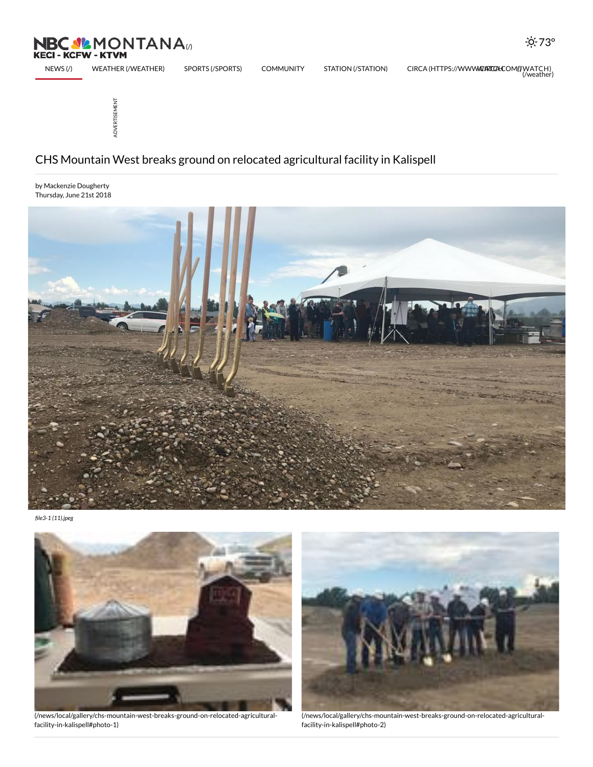NBC MONTANA (/)
KECI - KCFW - KTVM

73°

NEWS (/) WEATHER (/WEATHER) SPORTS (/SPORTS) COMMUNITY STATION (/STATION) CIRCA (HTTPS://WWW.CIRCA.COM/) WATCH) (/weather)

ADVERTISEMENT

# CHS Mountain West breaks ground on relocated agricultural facility in Kalispell

by Mackenzie Dougherty
Thursday, June 21st 2018

*file3-1 (11).jpeg*

(/news/local/gallery/chs-mountain-west-breaks-ground-on-relocated-agricultural-facility-in-kalispell#photo-1)

(/news/local/gallery/chs-mountain-west-breaks-ground-on-relocated-agricultural-facility-in-kalispell#photo-2)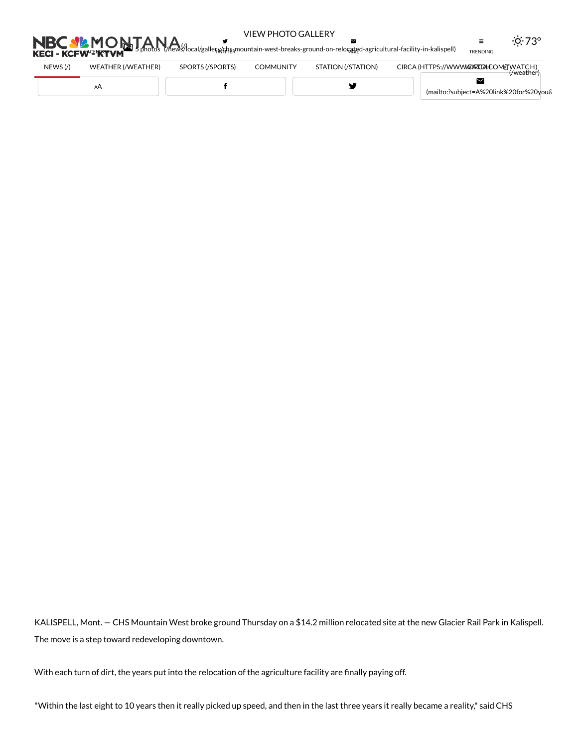KALISPELL, Mont. — CHS Mountain West broke ground Thursday on a $14.2 million relocated site at the new Glacier Rail Park in Kalispell. The move is a step toward redeveloping downtown.

With each turn of dirt, the years put into the relocation of the agriculture facility are finally paying off.

"Within the last eight to 10 years then it really picked up speed, and then in the last three years it really became a reality," said CHS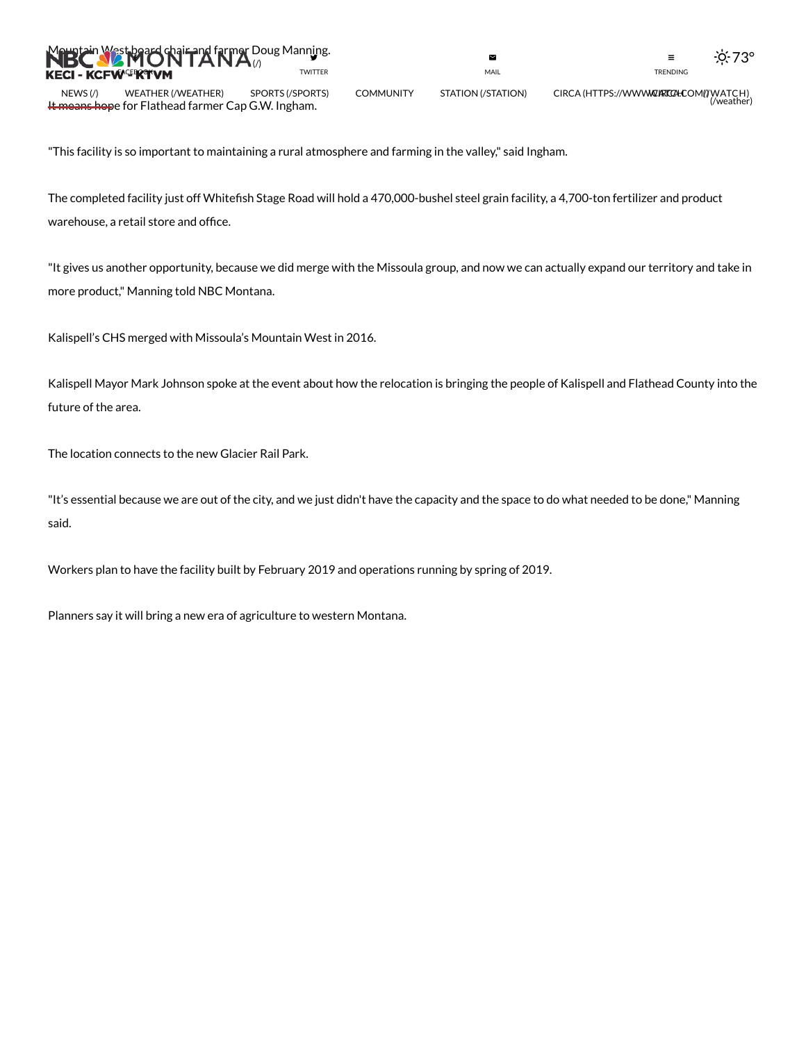Mountain West board chair and farmer Doug Manning.

It means hope for Flathead farmer Cap G.W. Ingham.

"This facility is so important to maintaining a rural atmosphere and farming in the valley," said Ingham.

The completed facility just off Whitefish Stage Road will hold a 470,000-bushel steel grain facility, a 4,700-ton fertilizer and product warehouse, a retail store and office.

"It gives us another opportunity, because we did merge with the Missoula group, and now we can actually expand our territory and take in more product," Manning told NBC Montana.

Kalispell's CHS merged with Missoula's Mountain West in 2016.

Kalispell Mayor Mark Johnson spoke at the event about how the relocation is bringing the people of Kalispell and Flathead County into the future of the area.

The location connects to the new Glacier Rail Park.

"It's essential because we are out of the city, and we just didn't have the capacity and the space to do what needed to be done," Manning said.

Workers plan to have the facility built by February 2019 and operations running by spring of 2019.

Planners say it will bring a new era of agriculture to western Montana.